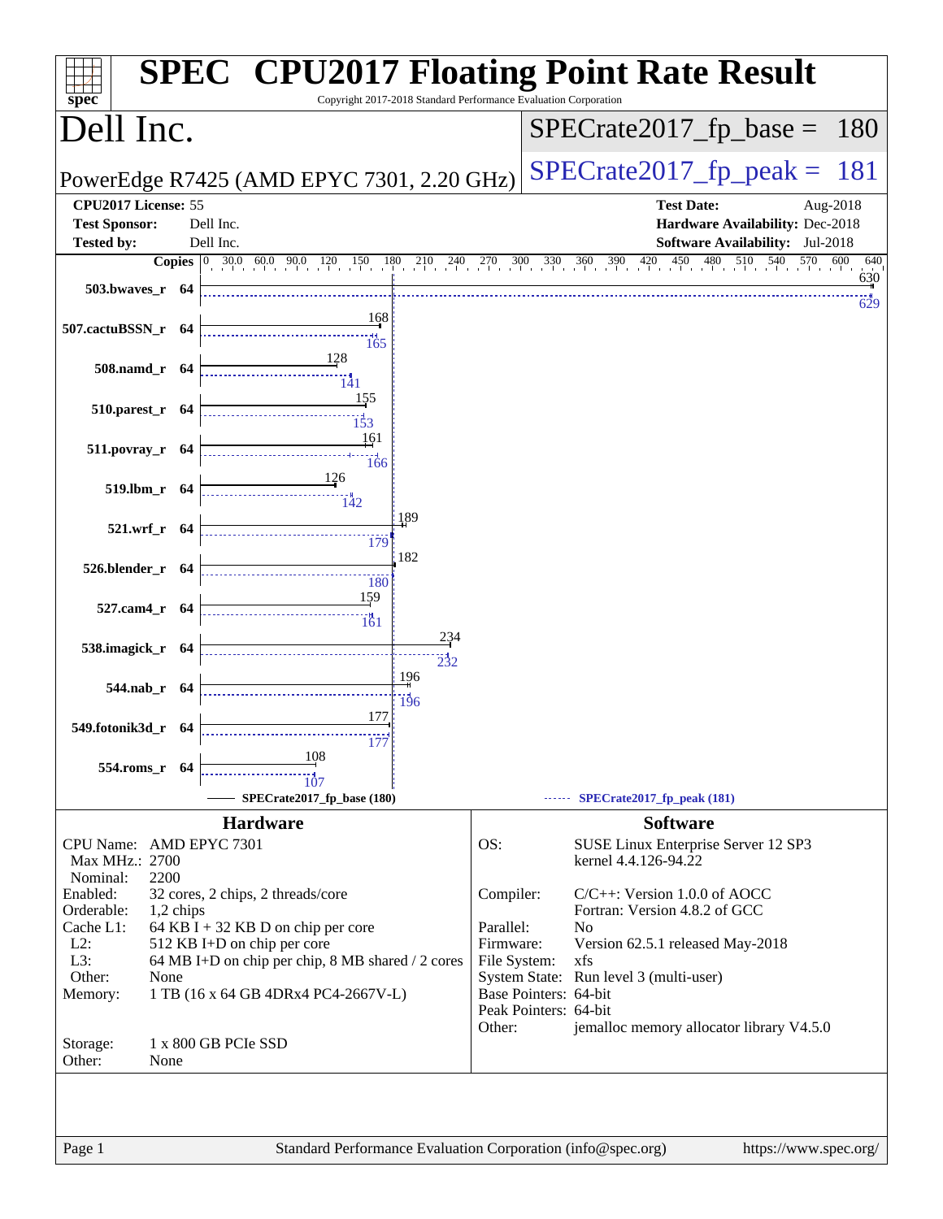# SPEC CPU2017 Floating Point Rate Result

Copyright 2017-2018 Standard Performance Evaluation Corporation

## Dell Inc.

**PowerEdge R7425 (AMD EPYC 7301, 2.20 GHz)**

SPECrate2017_fp_base = 180

SPECrate2017_fp_peak = 181

| | | | |
|---|---|---|---|
| **CPU2017 License:** | 55 | **Test Date:** | Aug-2018 |
| **Test Sponsor:** | Dell Inc. | **Hardware Availability:** | Dec-2018 |
| **Tested by:** | Dell Inc. | **Software Availability:** | Jul-2018 |

| Benchmark | Copies | Base | Peak |
|---|---|---|---|
| 503.bwaves_r | 64 | 630 | 629 |
| 507.cactuBSSN_r | 64 | 168 | 165 |
| 508.namd_r | 64 | 128 | 141 |
| 510.parest_r | 64 | 155 | 153 |
| 511.povray_r | 64 | 161 | 166 |
| 519.lbm_r | 64 | 126 | 142 |
| 521.wrf_r | 64 | 189 | 179 |
| 526.blender_r | 64 | 182 | 180 |
| 527.cam4_r | 64 | 159 | 161 |
| 538.imagick_r | 64 | 234 | 232 |
| 544.nab_r | 64 | 196 | 196 |
| 549.fotonik3d_r | 64 | 177 | 177 |
| 554.roms_r | 64 | 108 | 107 |

SPECrate2017_fp_base (180) — SPECrate2017_fp_peak (181)

## Hardware

| | |
|---|---|
| CPU Name: | AMD EPYC 7301 |
| Max MHz.: | 2700 |
| Nominal: | 2200 |
| Enabled: | 32 cores, 2 chips, 2 threads/core |
| Orderable: | 1,2 chips |
| Cache L1: | 64 KB I + 32 KB D on chip per core |
| L2: | 512 KB I+D on chip per core |
| L3: | 64 MB I+D on chip per chip, 8 MB shared / 2 cores |
| Other: | None |
| Memory: | 1 TB (16 x 64 GB 4DRx4 PC4-2667V-L) |
| Storage: | 1 x 800 GB PCIe SSD |
| Other: | None |

## Software

| | |
|---|---|
| OS: | SUSE Linux Enterprise Server 12 SP3<br>kernel 4.4.126-94.22 |
| Compiler: | C/C++: Version 1.0.0 of AOCC<br>Fortran: Version 4.8.2 of GCC |
| Parallel: | No |
| Firmware: | Version 62.5.1 released May-2018 |
| File System: | xfs |
| System State: | Run level 3 (multi-user) |
| Base Pointers: | 64-bit |
| Peak Pointers: | 64-bit |
| Other: | jemalloc memory allocator library V4.5.0 |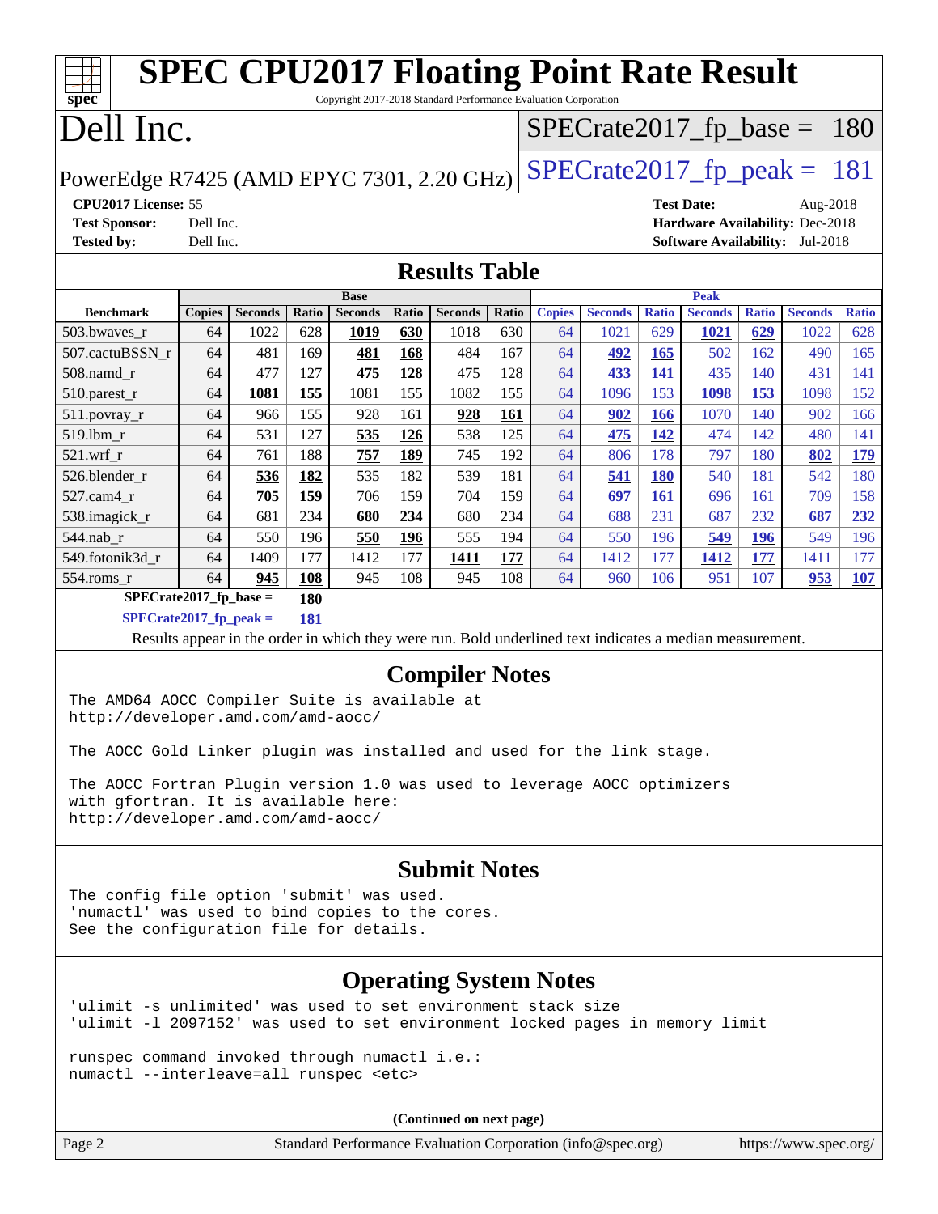# SPEC CPU2017 Floating Point Rate Result

Copyright 2017-2018 Standard Performance Evaluation Corporation

# Dell Inc.

PowerEdge R7425 (AMD EPYC 7301, 2.20 GHz)

SPECrate2017_fp_base = 180

SPECrate2017_fp_peak = 181

**CPU2017 License:** 55
**Test Sponsor:** Dell Inc.
**Tested by:** Dell Inc.

**Test Date:** Aug-2018
**Hardware Availability:** Dec-2018
**Software Availability:** Jul-2018

## Results Table

| Benchmark | Base | | | | | | | Peak | | | | | | |
|---|---|---|---|---|---|---|---|---|---|---|---|---|---|---|
| | Copies | Seconds | Ratio | Seconds | Ratio | Seconds | Ratio | Copies | Seconds | Ratio | Seconds | Ratio | Seconds | Ratio |
| 503.bwaves_r | 64 | 1022 | 628 | **1019** | **630** | 1018 | 630 | 64 | 1021 | 629 | **1021** | **629** | 1022 | 628 |
| 507.cactuBSSN_r | 64 | 481 | 169 | **481** | **168** | 484 | 167 | 64 | **492** | **165** | 502 | 162 | 490 | 165 |
| 508.namd_r | 64 | 477 | 127 | **475** | **128** | 475 | 128 | 64 | **433** | **141** | 435 | 140 | 431 | 141 |
| 510.parest_r | 64 | **1081** | **155** | 1081 | 155 | 1082 | 155 | 64 | 1096 | 153 | **1098** | **153** | 1098 | 152 |
| 511.povray_r | 64 | 966 | 155 | 928 | 161 | **928** | **161** | 64 | **902** | **166** | 1070 | 140 | 902 | 166 |
| 519.lbm_r | 64 | 531 | 127 | **535** | **126** | 538 | 125 | 64 | **475** | **142** | 474 | 142 | 480 | 141 |
| 521.wrf_r | 64 | 761 | 188 | **757** | **189** | 745 | 192 | 64 | 806 | 178 | 797 | 180 | **802** | **179** |
| 526.blender_r | 64 | **536** | **182** | 535 | 182 | 539 | 181 | 64 | **541** | **180** | 540 | 181 | 542 | 180 |
| 527.cam4_r | 64 | **705** | **159** | 706 | 159 | 704 | 159 | 64 | **697** | **161** | 696 | 161 | 709 | 158 |
| 538.imagick_r | 64 | 681 | 234 | **680** | **234** | 680 | 234 | 64 | 688 | 231 | 687 | 232 | **687** | **232** |
| 544.nab_r | 64 | 550 | 196 | **550** | **196** | 555 | 194 | 64 | 550 | 196 | **549** | **196** | 549 | 196 |
| 549.fotonik3d_r | 64 | 1409 | 177 | 1412 | 177 | **1411** | **177** | 64 | 1412 | 177 | **1412** | **177** | 1411 | 177 |
| 554.roms_r | 64 | **945** | **108** | 945 | 108 | 945 | 108 | 64 | 960 | 106 | 951 | 107 | **953** | **107** |

**SPECrate2017_fp_base = 180**

**SPECrate2017_fp_peak = 181**

Results appear in the order in which they were run. Bold underlined text indicates a median measurement.

## Compiler Notes

```
The AMD64 AOCC Compiler Suite is available at
http://developer.amd.com/amd-aocc/

The AOCC Gold Linker plugin was installed and used for the link stage.

The AOCC Fortran Plugin version 1.0 was used to leverage AOCC optimizers
with gfortran. It is available here:
http://developer.amd.com/amd-aocc/
```

## Submit Notes

```
The config file option 'submit' was used.
'numactl' was used to bind copies to the cores.
See the configuration file for details.
```

## Operating System Notes

```
'ulimit -s unlimited' was used to set environment stack size
'ulimit -l 2097152' was used to set environment locked pages in memory limit

runspec command invoked through numactl i.e.:
numactl --interleave=all runspec <etc>
```

**(Continued on next page)**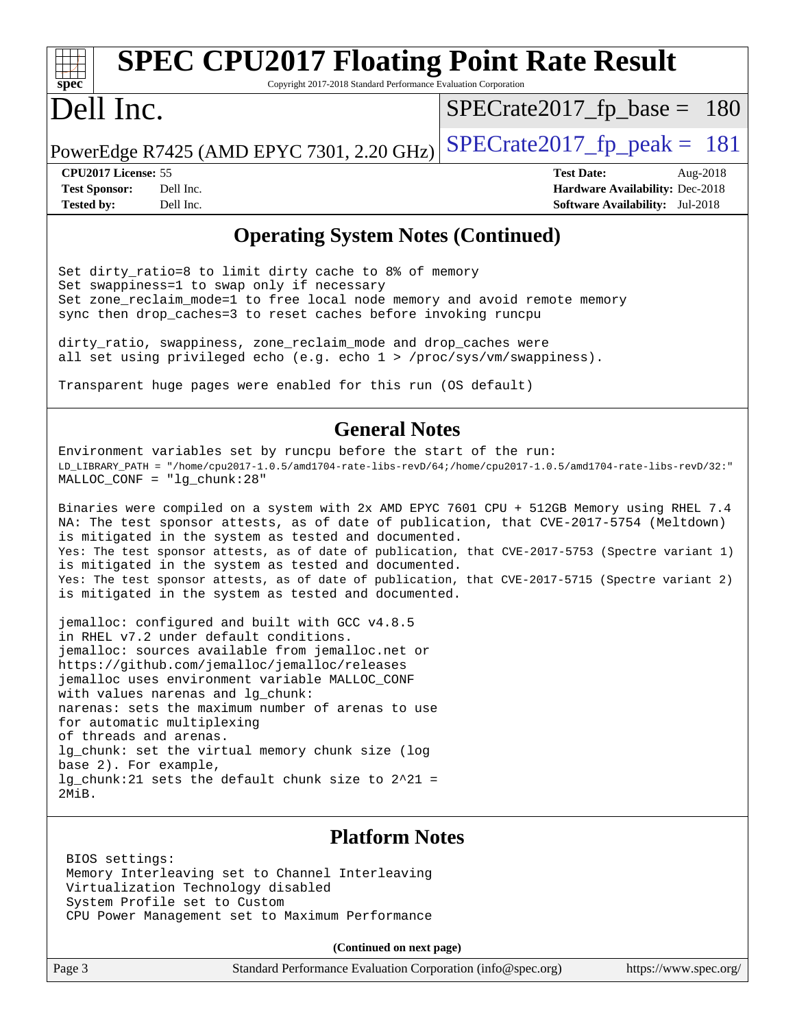## Operating System Notes (Continued)

```
Set dirty_ratio=8 to limit dirty cache to 8% of memory
Set swappiness=1 to swap only if necessary
Set zone_reclaim_mode=1 to free local node memory and avoid remote memory
sync then drop_caches=3 to reset caches before invoking runcpu

dirty_ratio, swappiness, zone_reclaim_mode and drop_caches were
all set using privileged echo (e.g. echo 1 > /proc/sys/vm/swappiness).

Transparent huge pages were enabled for this run (OS default)
```

## General Notes

```
Environment variables set by runcpu before the start of the run:
LD_LIBRARY_PATH = "/home/cpu2017-1.0.5/amd1704-rate-libs-revD/64;/home/cpu2017-1.0.5/amd1704-rate-libs-revD/32:"
MALLOC_CONF = "lg_chunk:28"

Binaries were compiled on a system with 2x AMD EPYC 7601 CPU + 512GB Memory using RHEL 7.4
NA: The test sponsor attests, as of date of publication, that CVE-2017-5754 (Meltdown)
is mitigated in the system as tested and documented.
Yes: The test sponsor attests, as of date of publication, that CVE-2017-5753 (Spectre variant 1)
is mitigated in the system as tested and documented.
Yes: The test sponsor attests, as of date of publication, that CVE-2017-5715 (Spectre variant 2)
is mitigated in the system as tested and documented.

jemalloc: configured and built with GCC v4.8.5
in RHEL v7.2 under default conditions.
jemalloc: sources available from jemalloc.net or
https://github.com/jemalloc/jemalloc/releases
jemalloc uses environment variable MALLOC_CONF
with values narenas and lg_chunk:
narenas: sets the maximum number of arenas to use
for automatic multiplexing
of threads and arenas.
lg_chunk: set the virtual memory chunk size (log
base 2). For example,
lg_chunk:21 sets the default chunk size to 2^21 =
2MiB.
```

## Platform Notes

```
BIOS settings:
Memory Interleaving set to Channel Interleaving
Virtualization Technology disabled
System Profile set to Custom
CPU Power Management set to Maximum Performance
```

**(Continued on next page)**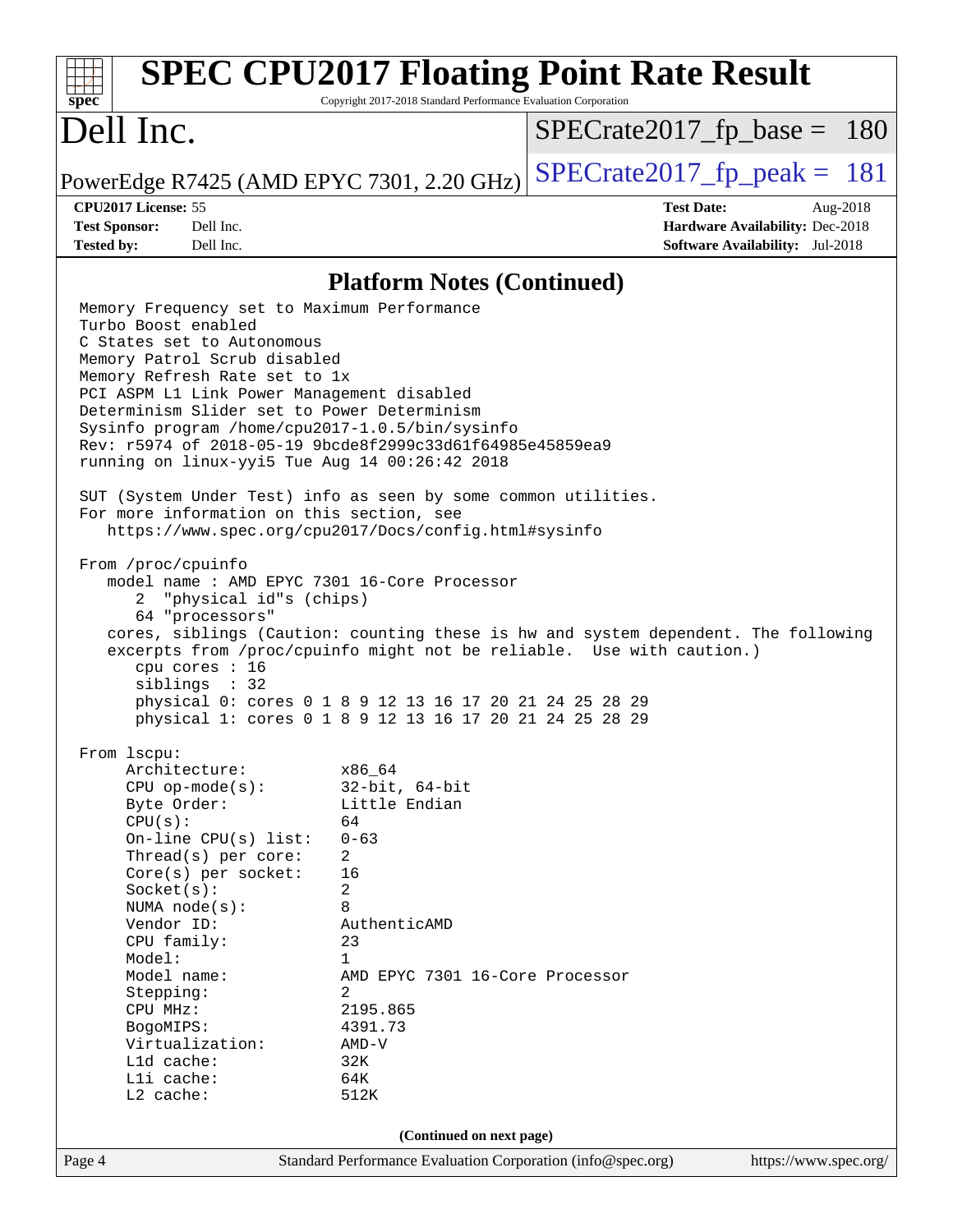## Platform Notes (Continued)

```
Memory Frequency set to Maximum Performance
Turbo Boost enabled
C States set to Autonomous
Memory Patrol Scrub disabled
Memory Refresh Rate set to 1x
PCI ASPM L1 Link Power Management disabled
Determinism Slider set to Power Determinism
Sysinfo program /home/cpu2017-1.0.5/bin/sysinfo
Rev: r5974 of 2018-05-19 9bcde8f2999c33d61f64985e45859ea9
running on linux-yyi5 Tue Aug 14 00:26:42 2018

SUT (System Under Test) info as seen by some common utilities.
For more information on this section, see
   https://www.spec.org/cpu2017/Docs/config.html#sysinfo

From /proc/cpuinfo
   model name : AMD EPYC 7301 16-Core Processor
      2  "physical id"s (chips)
      64 "processors"
   cores, siblings (Caution: counting these is hw and system dependent. The following
   excerpts from /proc/cpuinfo might not be reliable.  Use with caution.)
      cpu cores : 16
      siblings  : 32
      physical 0: cores 0 1 8 9 12 13 16 17 20 21 24 25 28 29
      physical 1: cores 0 1 8 9 12 13 16 17 20 21 24 25 28 29

From lscpu:
     Architecture:          x86_64
     CPU op-mode(s):        32-bit, 64-bit
     Byte Order:            Little Endian
     CPU(s):                64
     On-line CPU(s) list:   0-63
     Thread(s) per core:    2
     Core(s) per socket:    16
     Socket(s):             2
     NUMA node(s):          8
     Vendor ID:             AuthenticAMD
     CPU family:            23
     Model:                 1
     Model name:            AMD EPYC 7301 16-Core Processor
     Stepping:              2
     CPU MHz:               2195.865
     BogoMIPS:              4391.73
     Virtualization:        AMD-V
     L1d cache:             32K
     L1i cache:             64K
     L2 cache:              512K
```

(Continued on next page)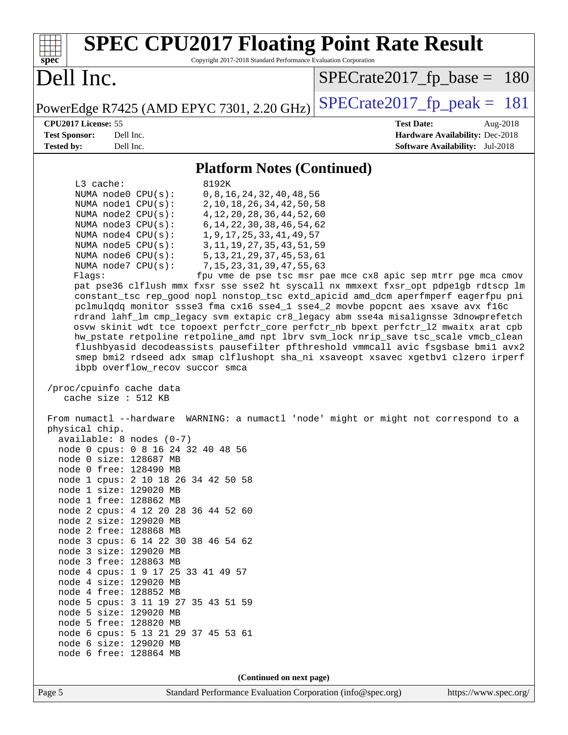# SPEC CPU2017 Floating Point Rate Result

Copyright 2017-2018 Standard Performance Evaluation Corporation

## Dell Inc.

PowerEdge R7425 (AMD EPYC 7301, 2.20 GHz)

SPECrate2017_fp_base = 180

SPECrate2017_fp_peak = 181

**CPU2017 License:** 55
**Test Sponsor:** Dell Inc.
**Tested by:** Dell Inc.

**Test Date:** Aug-2018
**Hardware Availability:** Dec-2018
**Software Availability:** Jul-2018

### Platform Notes (Continued)

```
    L3 cache:              8192K
    NUMA node0 CPU(s):     0,8,16,24,32,40,48,56
    NUMA node1 CPU(s):     2,10,18,26,34,42,50,58
    NUMA node2 CPU(s):     4,12,20,28,36,44,52,60
    NUMA node3 CPU(s):     6,14,22,30,38,46,54,62
    NUMA node4 CPU(s):     1,9,17,25,33,41,49,57
    NUMA node5 CPU(s):     3,11,19,27,35,43,51,59
    NUMA node6 CPU(s):     5,13,21,29,37,45,53,61
    NUMA node7 CPU(s):     7,15,23,31,39,47,55,63
    Flags:                 fpu vme de pse tsc msr pae mce cx8 apic sep mtrr pge mca cmov
    pat pse36 clflush mmx fxsr sse sse2 ht syscall nx mmxext fxsr_opt pdpe1gb rdtscp lm
    constant_tsc rep_good nopl nonstop_tsc extd_apicid amd_dcm aperfmperf eagerfpu pni
    pclmulqdq monitor ssse3 fma cx16 sse4_1 sse4_2 movbe popcnt aes xsave avx f16c
    rdrand lahf_lm cmp_legacy svm extapic cr8_legacy abm sse4a misalignsse 3dnowprefetch
    osvw skinit wdt tce topoext perfctr_core perfctr_nb bpext perfctr_l2 mwaitx arat cpb
    hw_pstate retpoline retpoline_amd npt lbrv svm_lock nrip_save tsc_scale vmcb_clean
    flushbyasid decodeassists pausefilter pfthreshold vmmcall avic fsgsbase bmi1 avx2
    smep bmi2 rdseed adx smap clflushopt sha_ni xsaveopt xsavec xgetbv1 clzero irperf
    ibpb overflow_recov succor smca

 /proc/cpuinfo cache data
    cache size : 512 KB

 From numactl --hardware  WARNING: a numactl 'node' might or might not correspond to a
 physical chip.
   available: 8 nodes (0-7)
   node 0 cpus: 0 8 16 24 32 40 48 56
   node 0 size: 128687 MB
   node 0 free: 128490 MB
   node 1 cpus: 2 10 18 26 34 42 50 58
   node 1 size: 129020 MB
   node 1 free: 128862 MB
   node 2 cpus: 4 12 20 28 36 44 52 60
   node 2 size: 129020 MB
   node 2 free: 128868 MB
   node 3 cpus: 6 14 22 30 38 46 54 62
   node 3 size: 129020 MB
   node 3 free: 128863 MB
   node 4 cpus: 1 9 17 25 33 41 49 57
   node 4 size: 129020 MB
   node 4 free: 128852 MB
   node 5 cpus: 3 11 19 27 35 43 51 59
   node 5 size: 129020 MB
   node 5 free: 128820 MB
   node 6 cpus: 5 13 21 29 37 45 53 61
   node 6 size: 129020 MB
   node 6 free: 128864 MB
```

**(Continued on next page)**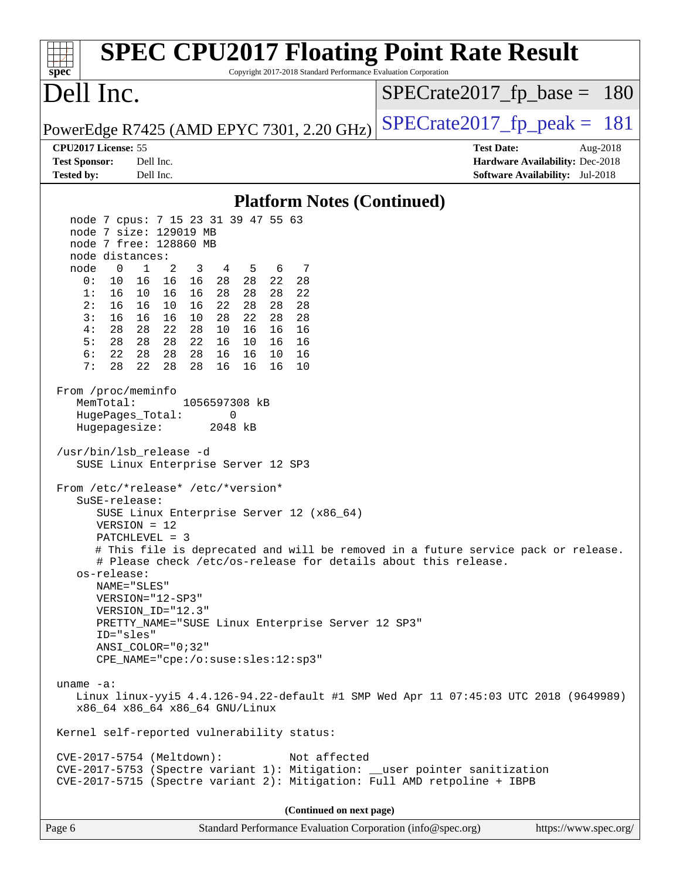# SPEC CPU2017 Floating Point Rate Result

Copyright 2017-2018 Standard Performance Evaluation Corporation

**Dell Inc.**

PowerEdge R7425 (AMD EPYC 7301, 2.20 GHz)

SPECrate2017_fp_base = 180

SPECrate2017_fp_peak = 181

**CPU2017 License:** 55
**Test Sponsor:** Dell Inc.
**Tested by:** Dell Inc.

**Test Date:** Aug-2018
**Hardware Availability:** Dec-2018
**Software Availability:** Jul-2018

## Platform Notes (Continued)

```
    node 7 cpus: 7 15 23 31 39 47 55 63
    node 7 size: 129019 MB
    node 7 free: 128860 MB
    node distances:
    node   0   1   2   3   4   5   6   7
      0:  10  16  16  16  28  28  22  28
      1:  16  10  16  16  28  28  28  22
      2:  16  16  10  16  22  28  28  28
      3:  16  16  16  10  28  22  28  28
      4:  28  28  22  28  10  16  16  16
      5:  28  28  28  22  16  10  16  16
      6:  22  28  28  28  16  16  10  16
      7:  28  22  28  28  16  16  16  10

  From /proc/meminfo
     MemTotal:       1056597308 kB
     HugePages_Total:       0
     Hugepagesize:       2048 kB

  /usr/bin/lsb_release -d
     SUSE Linux Enterprise Server 12 SP3

  From /etc/*release* /etc/*version*
     SuSE-release:
        SUSE Linux Enterprise Server 12 (x86_64)
        VERSION = 12
        PATCHLEVEL = 3
        # This file is deprecated and will be removed in a future service pack or release.
        # Please check /etc/os-release for details about this release.
     os-release:
        NAME="SLES"
        VERSION="12-SP3"
        VERSION_ID="12.3"
        PRETTY_NAME="SUSE Linux Enterprise Server 12 SP3"
        ID="sles"
        ANSI_COLOR="0;32"
        CPE_NAME="cpe:/o:suse:sles:12:sp3"

  uname -a:
     Linux linux-yyi5 4.4.126-94.22-default #1 SMP Wed Apr 11 07:45:03 UTC 2018 (9649989)
     x86_64 x86_64 x86_64 GNU/Linux

  Kernel self-reported vulnerability status:

  CVE-2017-5754 (Meltdown):          Not affected
  CVE-2017-5753 (Spectre variant 1): Mitigation: __user pointer sanitization
  CVE-2017-5715 (Spectre variant 2): Mitigation: Full AMD retpoline + IBPB
```

**(Continued on next page)**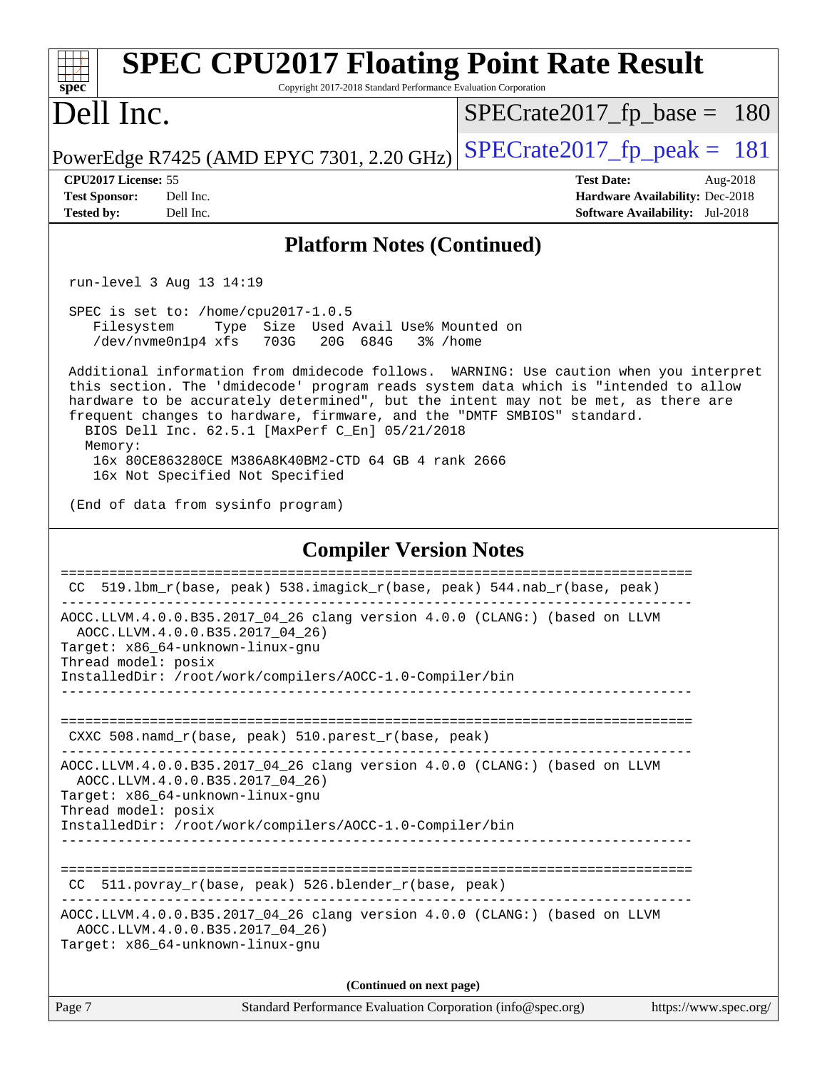## Platform Notes (Continued)

```
 run-level 3 Aug 13 14:19

 SPEC is set to: /home/cpu2017-1.0.5
    Filesystem     Type  Size  Used Avail Use% Mounted on
    /dev/nvme0n1p4 xfs   703G   20G  684G   3% /home

 Additional information from dmidecode follows.  WARNING: Use caution when you interpret
 this section. The 'dmidecode' program reads system data which is "intended to allow
 hardware to be accurately determined", but the intent may not be met, as there are
 frequent changes to hardware, firmware, and the "DMTF SMBIOS" standard.
   BIOS Dell Inc. 62.5.1 [MaxPerf C_En] 05/21/2018
   Memory:
    16x 80CE863280CE M386A8K40BM2-CTD 64 GB 4 rank 2666
    16x Not Specified Not Specified

 (End of data from sysinfo program)
```

## Compiler Version Notes

```
==============================================================================
 CC  519.lbm_r(base, peak) 538.imagick_r(base, peak) 544.nab_r(base, peak)
------------------------------------------------------------------------------
AOCC.LLVM.4.0.0.B35.2017_04_26 clang version 4.0.0 (CLANG:) (based on LLVM
  AOCC.LLVM.4.0.0.B35.2017_04_26)
Target: x86_64-unknown-linux-gnu
Thread model: posix
InstalledDir: /root/work/compilers/AOCC-1.0-Compiler/bin
------------------------------------------------------------------------------

==============================================================================
 CXXC 508.namd_r(base, peak) 510.parest_r(base, peak)
------------------------------------------------------------------------------
AOCC.LLVM.4.0.0.B35.2017_04_26 clang version 4.0.0 (CLANG:) (based on LLVM
  AOCC.LLVM.4.0.0.B35.2017_04_26)
Target: x86_64-unknown-linux-gnu
Thread model: posix
InstalledDir: /root/work/compilers/AOCC-1.0-Compiler/bin
------------------------------------------------------------------------------

==============================================================================
 CC  511.povray_r(base, peak) 526.blender_r(base, peak)
------------------------------------------------------------------------------
AOCC.LLVM.4.0.0.B35.2017_04_26 clang version 4.0.0 (CLANG:) (based on LLVM
  AOCC.LLVM.4.0.0.B35.2017_04_26)
Target: x86_64-unknown-linux-gnu
```

(Continued on next page)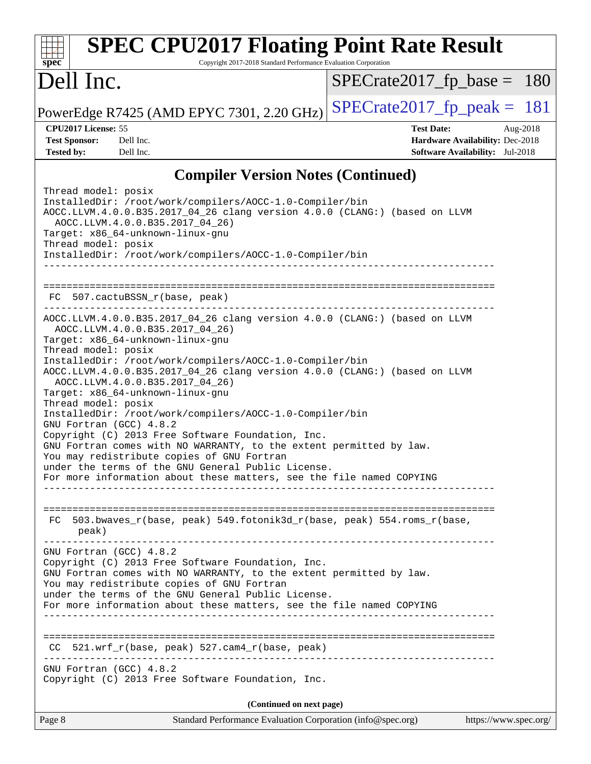## Compiler Version Notes (Continued)

```
Thread model: posix
InstalledDir: /root/work/compilers/AOCC-1.0-Compiler/bin
AOCC.LLVM.4.0.0.B35.2017_04_26 clang version 4.0.0 (CLANG:) (based on LLVM
  AOCC.LLVM.4.0.0.B35.2017_04_26)
Target: x86_64-unknown-linux-gnu
Thread model: posix
InstalledDir: /root/work/compilers/AOCC-1.0-Compiler/bin
------------------------------------------------------------------------------

==============================================================================
 FC  507.cactuBSSN_r(base, peak)
------------------------------------------------------------------------------
AOCC.LLVM.4.0.0.B35.2017_04_26 clang version 4.0.0 (CLANG:) (based on LLVM
  AOCC.LLVM.4.0.0.B35.2017_04_26)
Target: x86_64-unknown-linux-gnu
Thread model: posix
InstalledDir: /root/work/compilers/AOCC-1.0-Compiler/bin
AOCC.LLVM.4.0.0.B35.2017_04_26 clang version 4.0.0 (CLANG:) (based on LLVM
  AOCC.LLVM.4.0.0.B35.2017_04_26)
Target: x86_64-unknown-linux-gnu
Thread model: posix
InstalledDir: /root/work/compilers/AOCC-1.0-Compiler/bin
GNU Fortran (GCC) 4.8.2
Copyright (C) 2013 Free Software Foundation, Inc.
GNU Fortran comes with NO WARRANTY, to the extent permitted by law.
You may redistribute copies of GNU Fortran
under the terms of the GNU General Public License.
For more information about these matters, see the file named COPYING
------------------------------------------------------------------------------

==============================================================================
 FC  503.bwaves_r(base, peak) 549.fotonik3d_r(base, peak) 554.roms_r(base,
      peak)
------------------------------------------------------------------------------
GNU Fortran (GCC) 4.8.2
Copyright (C) 2013 Free Software Foundation, Inc.
GNU Fortran comes with NO WARRANTY, to the extent permitted by law.
You may redistribute copies of GNU Fortran
under the terms of the GNU General Public License.
For more information about these matters, see the file named COPYING
------------------------------------------------------------------------------

==============================================================================
 CC  521.wrf_r(base, peak) 527.cam4_r(base, peak)
------------------------------------------------------------------------------
GNU Fortran (GCC) 4.8.2
Copyright (C) 2013 Free Software Foundation, Inc.
```

(Continued on next page)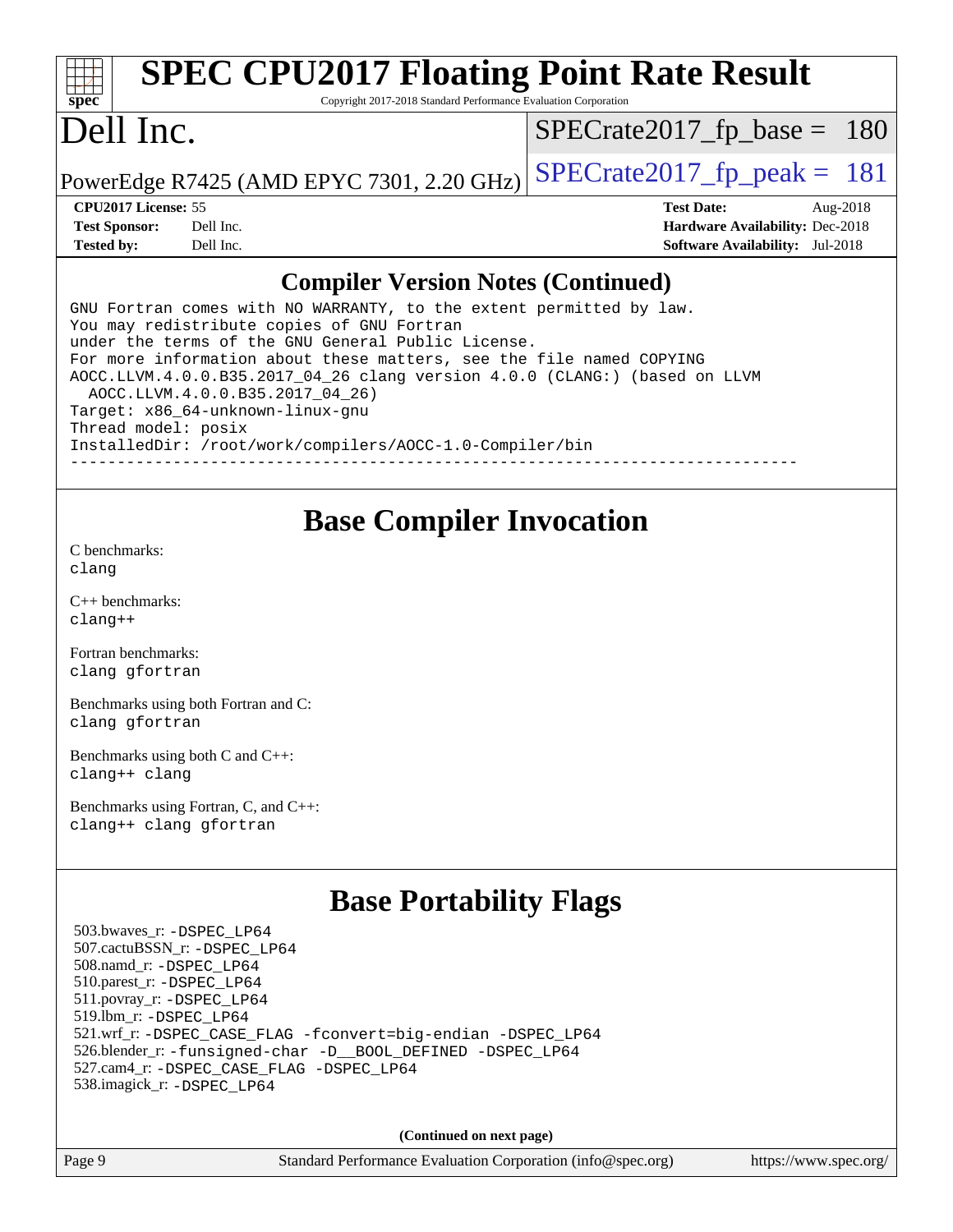# SPEC CPU2017 Floating Point Rate Result

Copyright 2017-2018 Standard Performance Evaluation Corporation

# Dell Inc.

PowerEdge R7425 (AMD EPYC 7301, 2.20 GHz)

SPECrate2017_fp_base = 180

SPECrate2017_fp_peak = 181

**CPU2017 License:** 55
**Test Sponsor:** Dell Inc.
**Tested by:** Dell Inc.

**Test Date:** Aug-2018
**Hardware Availability:** Dec-2018
**Software Availability:** Jul-2018

## Compiler Version Notes (Continued)

```
GNU Fortran comes with NO WARRANTY, to the extent permitted by law.
You may redistribute copies of GNU Fortran
under the terms of the GNU General Public License.
For more information about these matters, see the file named COPYING
AOCC.LLVM.4.0.0.B35.2017_04_26 clang version 4.0.0 (CLANG:) (based on LLVM
  AOCC.LLVM.4.0.0.B35.2017_04_26)
Target: x86_64-unknown-linux-gnu
Thread model: posix
InstalledDir: /root/work/compilers/AOCC-1.0-Compiler/bin
------------------------------------------------------------------------------
```

## Base Compiler Invocation

C benchmarks:
clang

C++ benchmarks:
clang++

Fortran benchmarks:
clang gfortran

Benchmarks using both Fortran and C:
clang gfortran

Benchmarks using both C and C++:
clang++ clang

Benchmarks using Fortran, C, and C++:
clang++ clang gfortran

## Base Portability Flags

503.bwaves_r: -DSPEC_LP64
507.cactuBSSN_r: -DSPEC_LP64
508.namd_r: -DSPEC_LP64
510.parest_r: -DSPEC_LP64
511.povray_r: -DSPEC_LP64
519.lbm_r: -DSPEC_LP64
521.wrf_r: -DSPEC_CASE_FLAG -fconvert=big-endian -DSPEC_LP64
526.blender_r: -funsigned-char -D__BOOL_DEFINED -DSPEC_LP64
527.cam4_r: -DSPEC_CASE_FLAG -DSPEC_LP64
538.imagick_r: -DSPEC_LP64

**(Continued on next page)**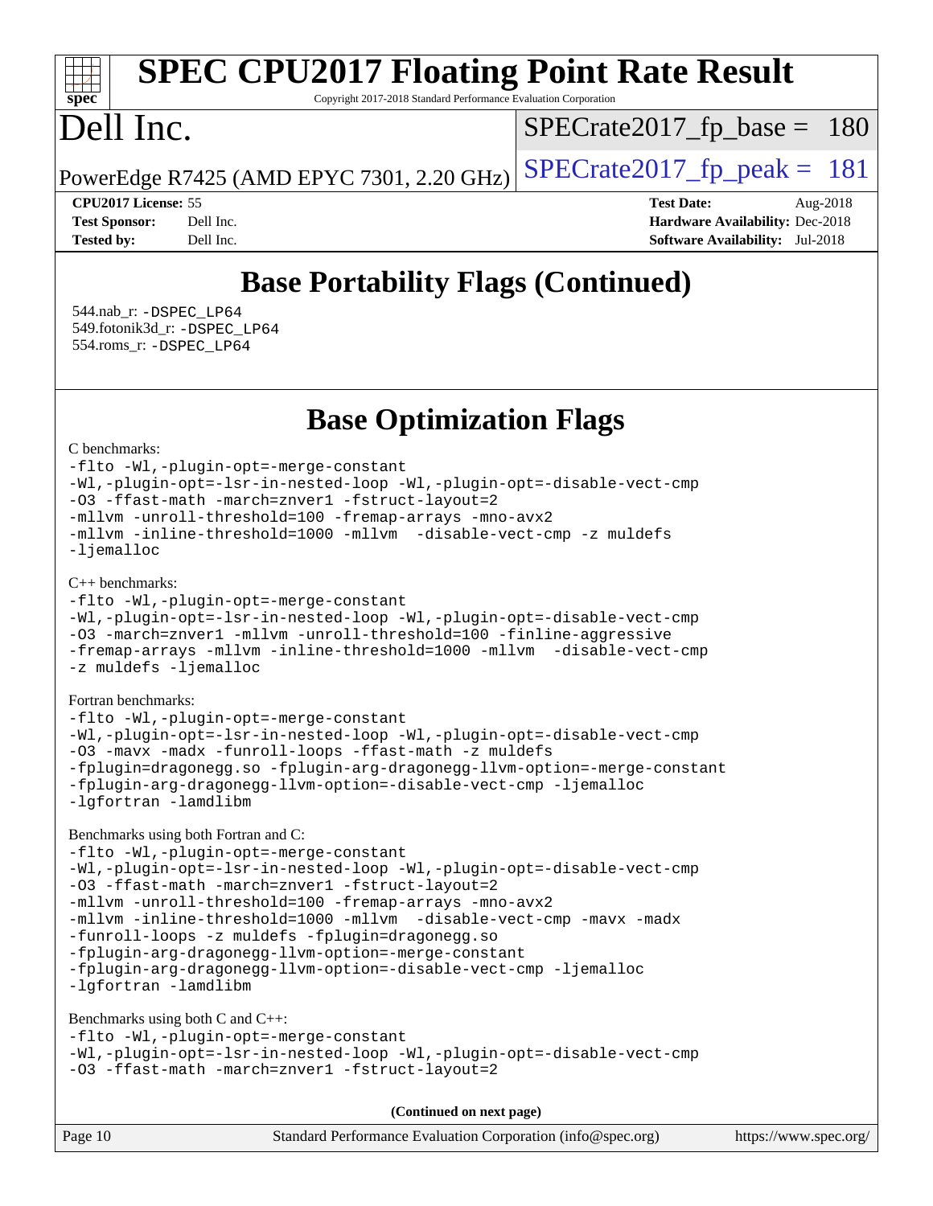## Base Portability Flags (Continued)

544.nab_r: -DSPEC_LP64
549.fotonik3d_r: -DSPEC_LP64
554.roms_r: -DSPEC_LP64

## Base Optimization Flags

C benchmarks:

```
-flto -Wl,-plugin-opt=-merge-constant
-Wl,-plugin-opt=-lsr-in-nested-loop -Wl,-plugin-opt=-disable-vect-cmp
-O3 -ffast-math -march=znver1 -fstruct-layout=2
-mllvm -unroll-threshold=100 -fremap-arrays -mno-avx2
-mllvm -inline-threshold=1000 -mllvm  -disable-vect-cmp -z muldefs
-ljemalloc
```

C++ benchmarks:

```
-flto -Wl,-plugin-opt=-merge-constant
-Wl,-plugin-opt=-lsr-in-nested-loop -Wl,-plugin-opt=-disable-vect-cmp
-O3 -march=znver1 -mllvm -unroll-threshold=100 -finline-aggressive
-fremap-arrays -mllvm -inline-threshold=1000 -mllvm  -disable-vect-cmp
-z muldefs -ljemalloc
```

Fortran benchmarks:

```
-flto -Wl,-plugin-opt=-merge-constant
-Wl,-plugin-opt=-lsr-in-nested-loop -Wl,-plugin-opt=-disable-vect-cmp
-O3 -mavx -madx -funroll-loops -ffast-math -z muldefs
-fplugin=dragonegg.so -fplugin-arg-dragonegg-llvm-option=-merge-constant
-fplugin-arg-dragonegg-llvm-option=-disable-vect-cmp -ljemalloc
-lgfortran -lamdlibm
```

Benchmarks using both Fortran and C:

```
-flto -Wl,-plugin-opt=-merge-constant
-Wl,-plugin-opt=-lsr-in-nested-loop -Wl,-plugin-opt=-disable-vect-cmp
-O3 -ffast-math -march=znver1 -fstruct-layout=2
-mllvm -unroll-threshold=100 -fremap-arrays -mno-avx2
-mllvm -inline-threshold=1000 -mllvm  -disable-vect-cmp -mavx -madx
-funroll-loops -z muldefs -fplugin=dragonegg.so
-fplugin-arg-dragonegg-llvm-option=-merge-constant
-fplugin-arg-dragonegg-llvm-option=-disable-vect-cmp -ljemalloc
-lgfortran -lamdlibm
```

Benchmarks using both C and C++:

```
-flto -Wl,-plugin-opt=-merge-constant
-Wl,-plugin-opt=-lsr-in-nested-loop -Wl,-plugin-opt=-disable-vect-cmp
-O3 -ffast-math -march=znver1 -fstruct-layout=2
```

**(Continued on next page)**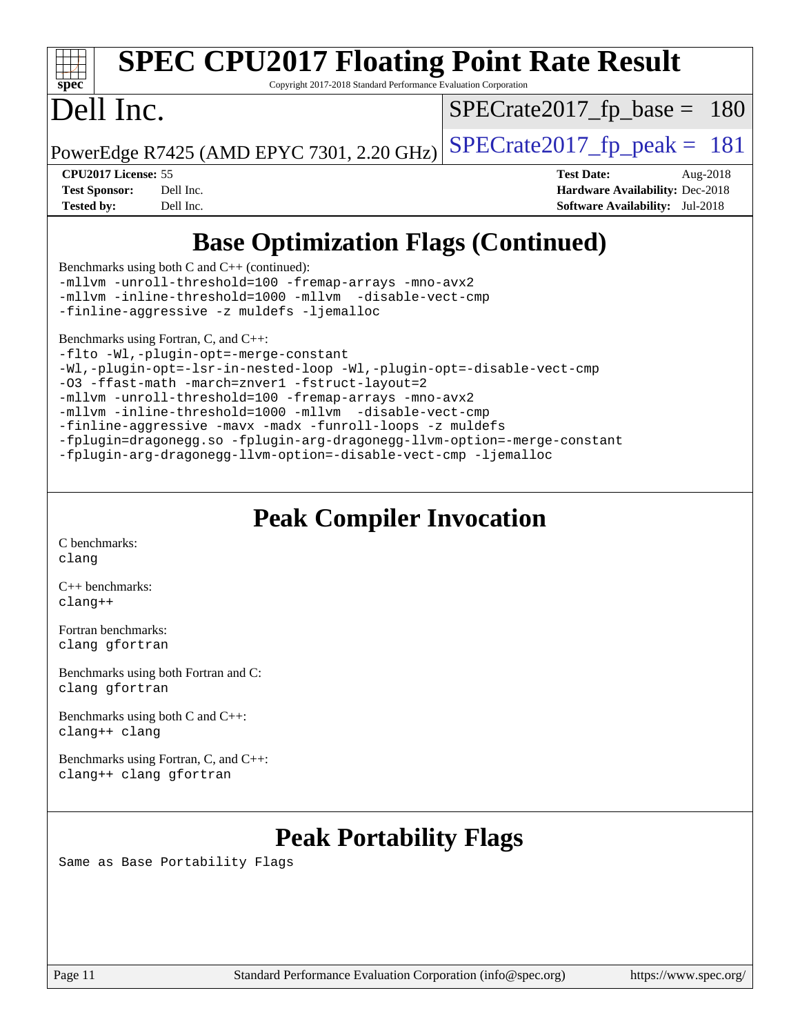# SPEC CPU2017 Floating Point Rate Result

Copyright 2017-2018 Standard Performance Evaluation Corporation

# Dell Inc.

PowerEdge R7425 (AMD EPYC 7301, 2.20 GHz)

SPECrate2017_fp_base = 180

SPECrate2017_fp_peak = 181

**CPU2017 License:** 55
**Test Sponsor:** Dell Inc.
**Tested by:** Dell Inc.

**Test Date:** Aug-2018
**Hardware Availability:** Dec-2018
**Software Availability:** Jul-2018

## Base Optimization Flags (Continued)

Benchmarks using both C and C++ (continued):

```
-mllvm -unroll-threshold=100 -fremap-arrays -mno-avx2
-mllvm -inline-threshold=1000 -mllvm  -disable-vect-cmp
-finline-aggressive -z muldefs -ljemalloc
```

Benchmarks using Fortran, C, and C++:

```
-flto -Wl,-plugin-opt=-merge-constant
-Wl,-plugin-opt=-lsr-in-nested-loop -Wl,-plugin-opt=-disable-vect-cmp
-O3 -ffast-math -march=znver1 -fstruct-layout=2
-mllvm -unroll-threshold=100 -fremap-arrays -mno-avx2
-mllvm -inline-threshold=1000 -mllvm  -disable-vect-cmp
-finline-aggressive -mavx -madx -funroll-loops -z muldefs
-fplugin=dragonegg.so -fplugin-arg-dragonegg-llvm-option=-merge-constant
-fplugin-arg-dragonegg-llvm-option=-disable-vect-cmp -ljemalloc
```

## Peak Compiler Invocation

C benchmarks:
```
clang
```

C++ benchmarks:
```
clang++
```

Fortran benchmarks:
```
clang gfortran
```

Benchmarks using both Fortran and C:
```
clang gfortran
```

Benchmarks using both C and C++:
```
clang++ clang
```

Benchmarks using Fortran, C, and C++:
```
clang++ clang gfortran
```

## Peak Portability Flags

Same as Base Portability Flags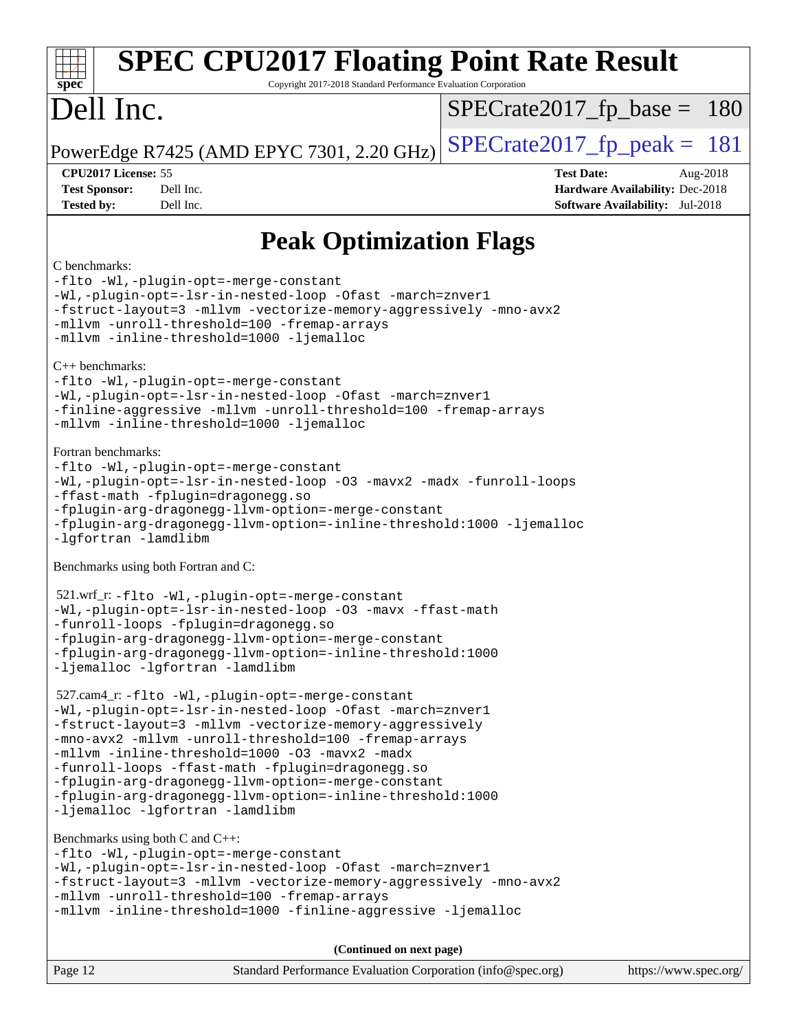# Peak Optimization Flags

C benchmarks:

```
-flto -Wl,-plugin-opt=-merge-constant
-Wl,-plugin-opt=-lsr-in-nested-loop -Ofast -march=znver1
-fstruct-layout=3 -mllvm -vectorize-memory-aggressively -mno-avx2
-mllvm -unroll-threshold=100 -fremap-arrays
-mllvm -inline-threshold=1000 -ljemalloc
```

C++ benchmarks:

```
-flto -Wl,-plugin-opt=-merge-constant
-Wl,-plugin-opt=-lsr-in-nested-loop -Ofast -march=znver1
-finline-aggressive -mllvm -unroll-threshold=100 -fremap-arrays
-mllvm -inline-threshold=1000 -ljemalloc
```

Fortran benchmarks:

```
-flto -Wl,-plugin-opt=-merge-constant
-Wl,-plugin-opt=-lsr-in-nested-loop -O3 -mavx2 -madx -funroll-loops
-ffast-math -fplugin=dragonegg.so
-fplugin-arg-dragonegg-llvm-option=-merge-constant
-fplugin-arg-dragonegg-llvm-option=-inline-threshold:1000 -ljemalloc
-lgfortran -lamdlibm
```

Benchmarks using both Fortran and C:

521.wrf_r:
```
-flto -Wl,-plugin-opt=-merge-constant
-Wl,-plugin-opt=-lsr-in-nested-loop -O3 -mavx -ffast-math
-funroll-loops -fplugin=dragonegg.so
-fplugin-arg-dragonegg-llvm-option=-merge-constant
-fplugin-arg-dragonegg-llvm-option=-inline-threshold:1000
-ljemalloc -lgfortran -lamdlibm
```

527.cam4_r:
```
-flto -Wl,-plugin-opt=-merge-constant
-Wl,-plugin-opt=-lsr-in-nested-loop -Ofast -march=znver1
-fstruct-layout=3 -mllvm -vectorize-memory-aggressively
-mno-avx2 -mllvm -unroll-threshold=100 -fremap-arrays
-mllvm -inline-threshold=1000 -O3 -mavx2 -madx
-funroll-loops -ffast-math -fplugin=dragonegg.so
-fplugin-arg-dragonegg-llvm-option=-merge-constant
-fplugin-arg-dragonegg-llvm-option=-inline-threshold:1000
-ljemalloc -lgfortran -lamdlibm
```

Benchmarks using both C and C++:

```
-flto -Wl,-plugin-opt=-merge-constant
-Wl,-plugin-opt=-lsr-in-nested-loop -Ofast -march=znver1
-fstruct-layout=3 -mllvm -vectorize-memory-aggressively -mno-avx2
-mllvm -unroll-threshold=100 -fremap-arrays
-mllvm -inline-threshold=1000 -finline-aggressive -ljemalloc
```

**(Continued on next page)**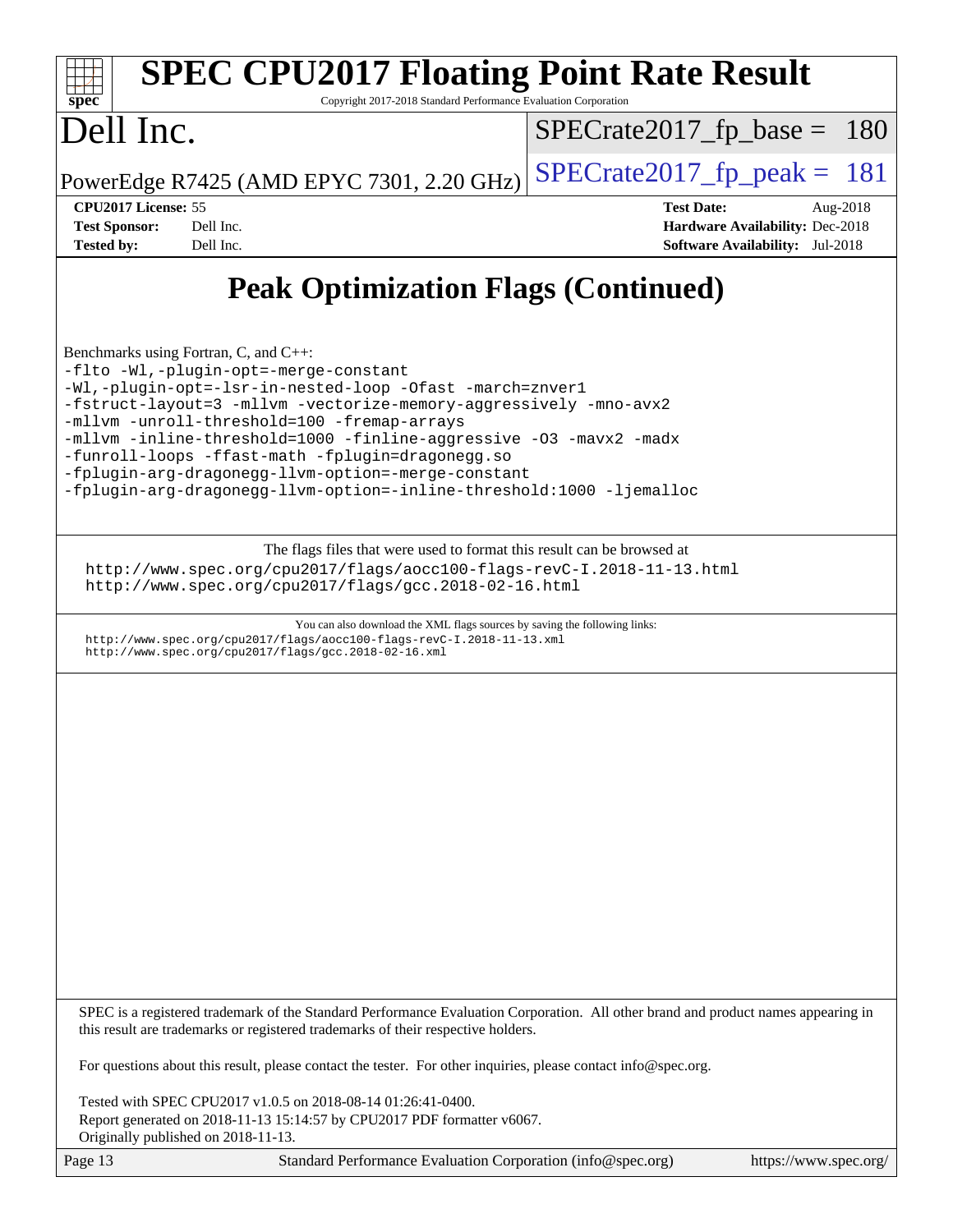# SPEC CPU2017 Floating Point Rate Result

Copyright 2017-2018 Standard Performance Evaluation Corporation

# Dell Inc.

PowerEdge R7425 (AMD EPYC 7301, 2.20 GHz)

SPECrate2017_fp_base = 180

SPECrate2017_fp_peak = 181

**CPU2017 License:** 55
**Test Sponsor:** Dell Inc.
**Tested by:** Dell Inc.

**Test Date:** Aug-2018
**Hardware Availability:** Dec-2018
**Software Availability:** Jul-2018

## Peak Optimization Flags (Continued)

Benchmarks using Fortran, C, and C++:

```
-flto -Wl,-plugin-opt=-merge-constant
-Wl,-plugin-opt=-lsr-in-nested-loop -Ofast -march=znver1
-fstruct-layout=3 -mllvm -vectorize-memory-aggressively -mno-avx2
-mllvm -unroll-threshold=100 -fremap-arrays
-mllvm -inline-threshold=1000 -finline-aggressive -O3 -mavx2 -madx
-funroll-loops -ffast-math -fplugin=dragonegg.so
-fplugin-arg-dragonegg-llvm-option=-merge-constant
-fplugin-arg-dragonegg-llvm-option=-inline-threshold:1000 -ljemalloc
```

The flags files that were used to format this result can be browsed at
http://www.spec.org/cpu2017/flags/aocc100-flags-revC-I.2018-11-13.html
http://www.spec.org/cpu2017/flags/gcc.2018-02-16.html

You can also download the XML flags sources by saving the following links:
http://www.spec.org/cpu2017/flags/aocc100-flags-revC-I.2018-11-13.xml
http://www.spec.org/cpu2017/flags/gcc.2018-02-16.xml

SPEC is a registered trademark of the Standard Performance Evaluation Corporation. All other brand and product names appearing in this result are trademarks or registered trademarks of their respective holders.

For questions about this result, please contact the tester. For other inquiries, please contact info@spec.org.

Tested with SPEC CPU2017 v1.0.5 on 2018-08-14 01:26:41-0400.
Report generated on 2018-11-13 15:14:57 by CPU2017 PDF formatter v6067.
Originally published on 2018-11-13.